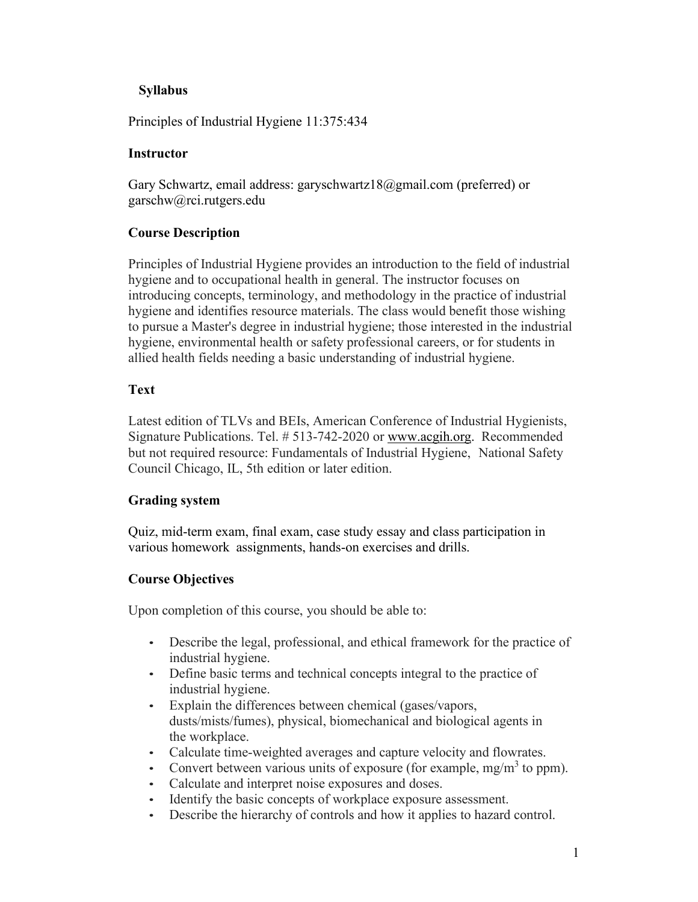# Syllabus

Principles of Industrial Hygiene 11:375:434

## Instructor

Gary Schwartz, email address: garyschwartz18@gmail.com (preferred) or garschw@rci.rutgers.edu

## Course Description

Principles of Industrial Hygiene provides an introduction to the field of industrial hygiene and to occupational health in general. The instructor focuses on introducing concepts, terminology, and methodology in the practice of industrial hygiene and identifies resource materials. The class would benefit those wishing to pursue a Master's degree in industrial hygiene; those interested in the industrial hygiene, environmental health or safety professional careers, or for students in allied health fields needing a basic understanding of industrial hygiene.

## Text

Latest edition of TLVs and BEIs, American Conference of Industrial Hygienists, Signature Publications. Tel. # 513-742-2020 or www.acgih.org. Recommended but not required resource: Fundamentals of Industrial Hygiene, National Safety Council Chicago, IL, 5th edition or later edition.

## Grading system

Quiz, mid-term exam, final exam, case study essay and class participation in various homework assignments, hands-on exercises and drills.

## Course Objectives

Upon completion of this course, you should be able to:

- Describe the legal, professional, and ethical framework for the practice of industrial hygiene.
- Define basic terms and technical concepts integral to the practice of industrial hygiene.
- Explain the differences between chemical (gases/vapors, dusts/mists/fumes), physical, biomechanical and biological agents in the workplace.
- Calculate time-weighted averages and capture velocity and flowrates.
- Convert between various units of exposure (for example, $mg/m^3$ to ppm).
- Calculate and interpret noise exposures and doses.
- Identify the basic concepts of workplace exposure assessment.
- Describe the hierarchy of controls and how it applies to hazard control.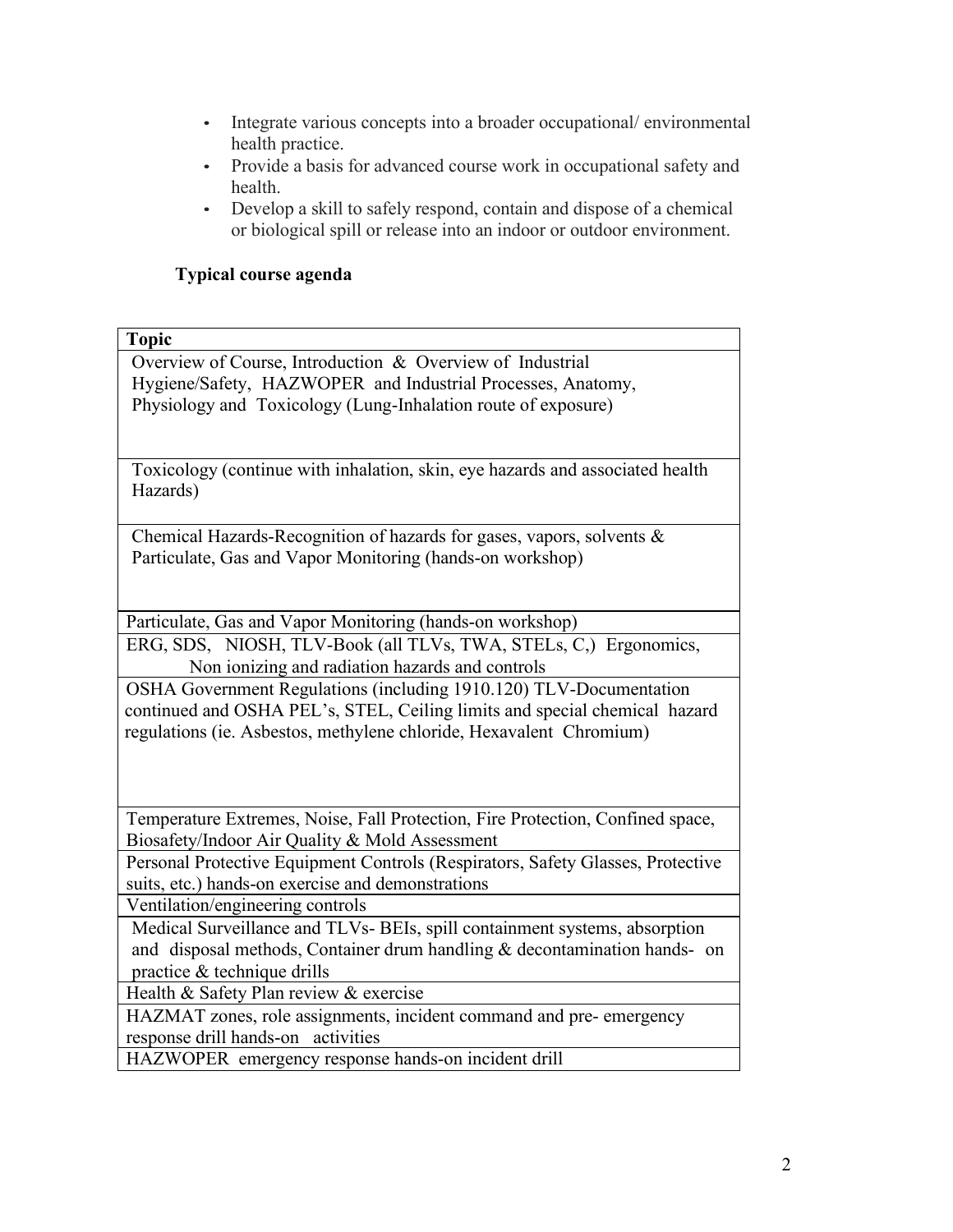- Integrate various concepts into a broader occupational/ environmental health practice.
- Provide a basis for advanced course work in occupational safety and health.
- Develop a skill to safely respond, contain and dispose of a chemical or biological spill or release into an indoor or outdoor environment.

**Typical course agenda**

| Topic |
|---|
| Overview of Course, Introduction & Overview of Industrial Hygiene/Safety, HAZWOPER and Industrial Processes, Anatomy, Physiology and Toxicology (Lung-Inhalation route of exposure) |
| Toxicology (continue with inhalation, skin, eye hazards and associated health Hazards) |
| Chemical Hazards-Recognition of hazards for gases, vapors, solvents & Particulate, Gas and Vapor Monitoring (hands-on workshop) |
| Particulate, Gas and Vapor Monitoring (hands-on workshop) |
| ERG, SDS, NIOSH, TLV-Book (all TLVs, TWA, STELs, C,) Ergonomics, Non ionizing and radiation hazards and controls |
| OSHA Government Regulations (including 1910.120) TLV-Documentation continued and OSHA PEL's, STEL, Ceiling limits and special chemical hazard regulations (ie. Asbestos, methylene chloride, Hexavalent Chromium) |
| Temperature Extremes, Noise, Fall Protection, Fire Protection, Confined space, Biosafety/Indoor Air Quality & Mold Assessment |
| Personal Protective Equipment Controls (Respirators, Safety Glasses, Protective suits, etc.) hands-on exercise and demonstrations |
| Ventilation/engineering controls |
| Medical Surveillance and TLVs- BEIs, spill containment systems, absorption and disposal methods, Container drum handling & decontamination hands- on practice & technique drills |
| Health & Safety Plan review & exercise |
| HAZMAT zones, role assignments, incident command and pre- emergency response drill hands-on activities |
| HAZWOPER emergency response hands-on incident drill |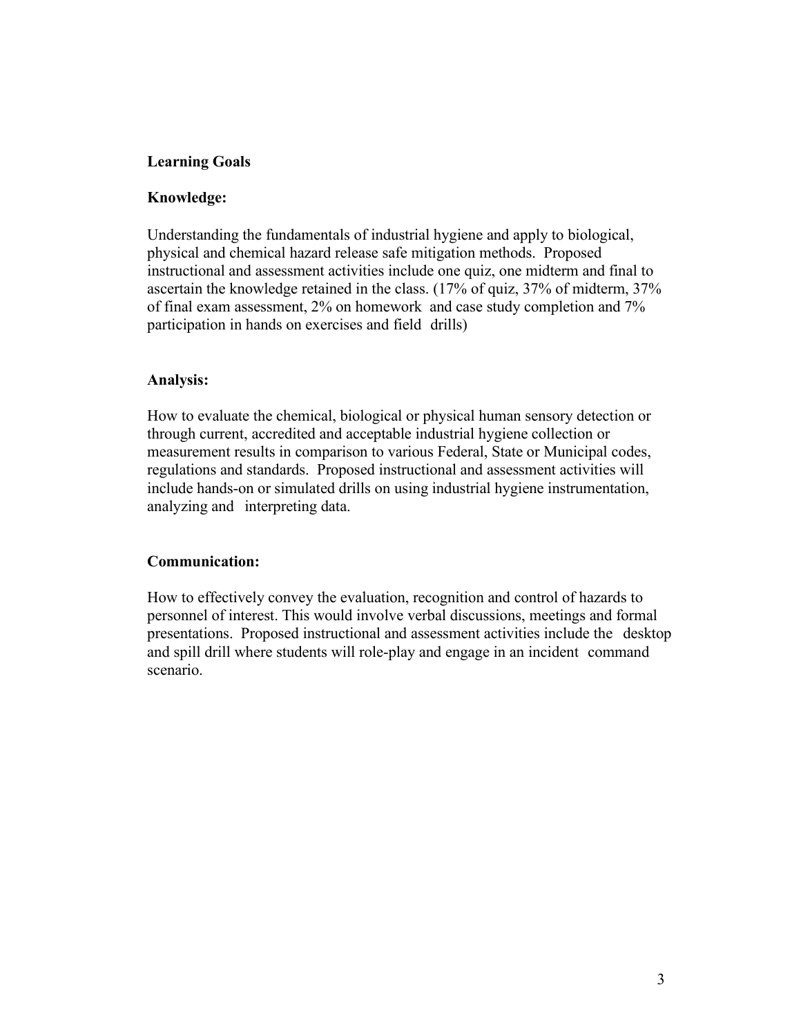**Learning Goals**

**Knowledge:**

Understanding the fundamentals of industrial hygiene and apply to biological, physical and chemical hazard release safe mitigation methods. Proposed instructional and assessment activities include one quiz, one midterm and final to ascertain the knowledge retained in the class. (17% of quiz, 37% of midterm, 37% of final exam assessment, 2% on homework and case study completion and 7% participation in hands on exercises and field drills)

**Analysis:**

How to evaluate the chemical, biological or physical human sensory detection or through current, accredited and acceptable industrial hygiene collection or measurement results in comparison to various Federal, State or Municipal codes, regulations and standards. Proposed instructional and assessment activities will include hands-on or simulated drills on using industrial hygiene instrumentation, analyzing and interpreting data.

**Communication:**

How to effectively convey the evaluation, recognition and control of hazards to personnel of interest. This would involve verbal discussions, meetings and formal presentations. Proposed instructional and assessment activities include the desktop and spill drill where students will role-play and engage in an incident command scenario.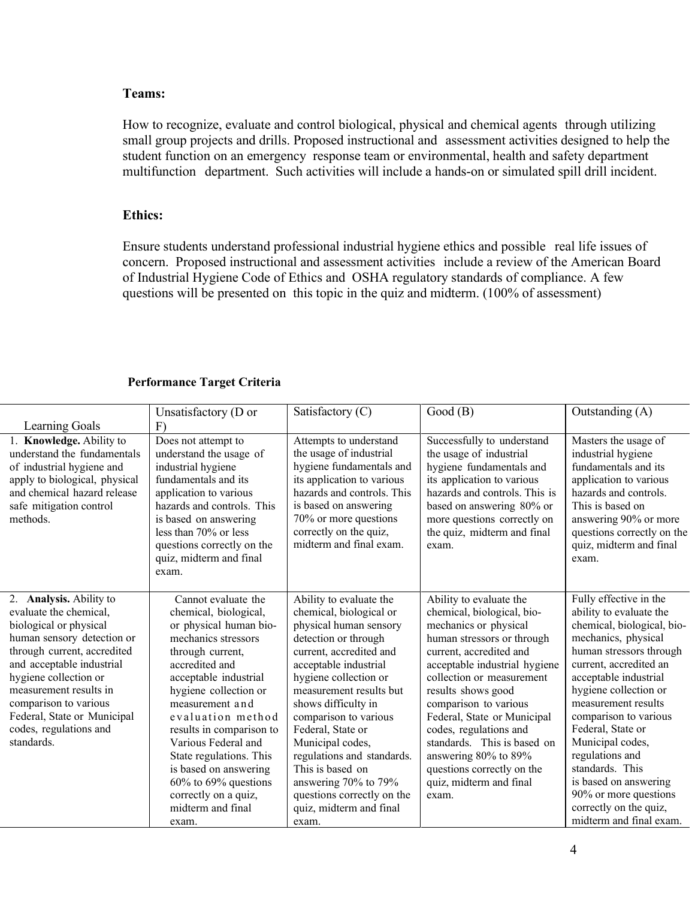**Teams:**

How to recognize, evaluate and control biological, physical and chemical agents through utilizing small group projects and drills. Proposed instructional and assessment activities designed to help the student function on an emergency response team or environmental, health and safety department multifunction department. Such activities will include a hands-on or simulated spill drill incident.

**Ethics:**

Ensure students understand professional industrial hygiene ethics and possible real life issues of concern. Proposed instructional and assessment activities include a review of the American Board of Industrial Hygiene Code of Ethics and OSHA regulatory standards of compliance. A few questions will be presented on this topic in the quiz and midterm. (100% of assessment)

**Performance Target Criteria**

| Learning Goals | Unsatisfactory (D or F) | Satisfactory (C) | Good (B) | Outstanding (A) |
|---|---|---|---|---|
| 1. **Knowledge.** Ability to understand the fundamentals of industrial hygiene and apply to biological, physical and chemical hazard release safe mitigation control methods. | Does not attempt to understand the usage of industrial hygiene fundamentals and its application to various hazards and controls. This is based on answering less than 70% or less questions correctly on the quiz, midterm and final exam. | Attempts to understand the usage of industrial hygiene fundamentals and its application to various hazards and controls. This is based on answering 70% or more questions correctly on the quiz, midterm and final exam. | Successfully to understand the usage of industrial hygiene fundamentals and its application to various hazards and controls. This is based on answering 80% or more questions correctly on the quiz, midterm and final exam. | Masters the usage of industrial hygiene fundamentals and its application to various hazards and controls. This is based on answering 90% or more questions correctly on the quiz, midterm and final exam. |
| 2. **Analysis.** Ability to evaluate the chemical, biological or physical human sensory detection or through current, accredited and acceptable industrial hygiene collection or measurement results in comparison to various Federal, State or Municipal codes, regulations and standards. | Cannot evaluate the chemical, biological, or physical human bio-mechanics stressors through current, accredited and acceptable industrial hygiene collection or measurement and evaluation method results in comparison to Various Federal and State regulations. This is based on answering 60% to 69% questions correctly on a quiz, midterm and final exam. | Ability to evaluate the chemical, biological or physical human sensory detection or through current, accredited and acceptable industrial hygiene collection or measurement results but shows difficulty in comparison to various Federal, State or Municipal codes, regulations and standards. This is based on answering 70% to 79% questions correctly on the quiz, midterm and final exam. | Ability to evaluate the chemical, biological, bio-mechanics or physical human stressors or through current, accredited and acceptable industrial hygiene collection or measurement results shows good comparison to various Federal, State or Municipal codes, regulations and standards. This is based on answering 80% to 89% questions correctly on the quiz, midterm and final exam. | Fully effective in the ability to evaluate the chemical, biological, bio-mechanics, physical human stressors through current, accredited an acceptable industrial hygiene collection or measurement results comparison to various Federal, State or Municipal codes, regulations and standards. This is based on answering 90% or more questions correctly on the quiz, midterm and final exam. |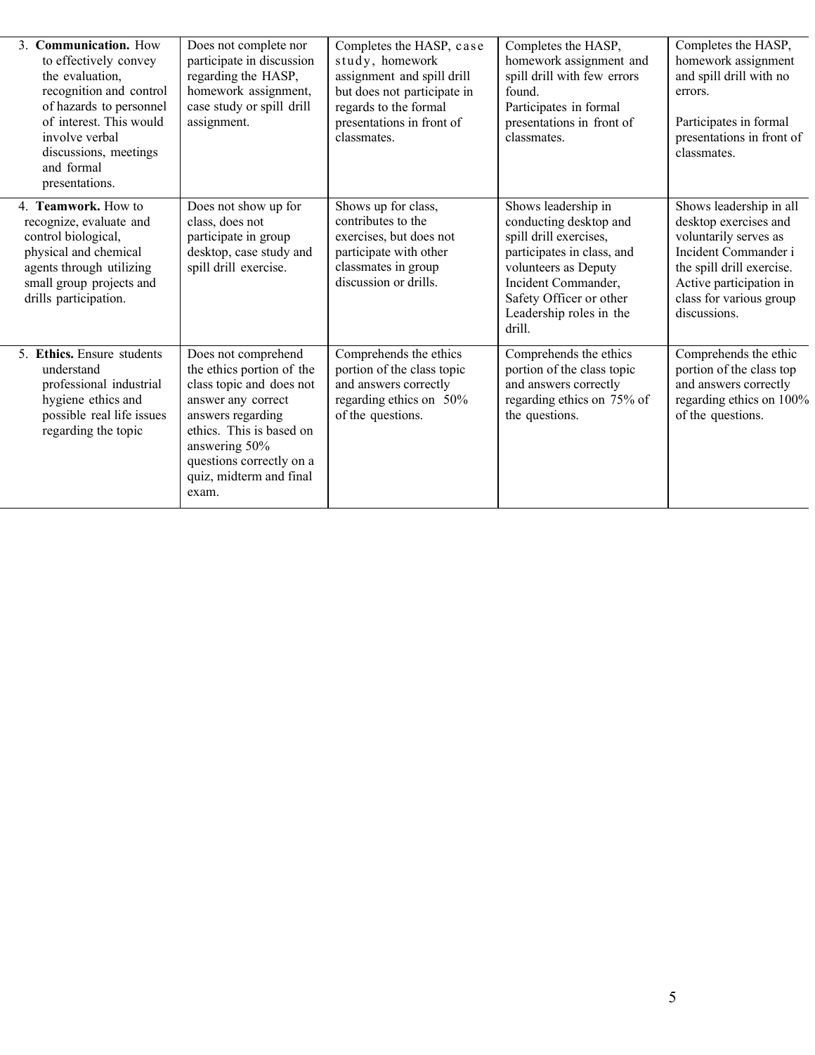| | | | | |
|---|---|---|---|---|
| 3. **Communication.** How to effectively convey the evaluation, recognition and control of hazards to personnel of interest. This would involve verbal discussions, meetings and formal presentations. | Does not complete nor participate in discussion regarding the HASP, homework assignment, case study or spill drill assignment. | Completes the HASP, case study, homework assignment and spill drill but does not participate in regards to the formal presentations in front of classmates. | Completes the HASP, homework assignment and spill drill with few errors found. Participates in formal presentations in front of classmates. | Completes the HASP, homework assignment and spill drill with no errors. Participates in formal presentations in front of classmates. |
| 4. **Teamwork.** How to recognize, evaluate and control biological, physical and chemical agents through utilizing small group projects and drills participation. | Does not show up for class, does not participate in group desktop, case study and spill drill exercise. | Shows up for class, contributes to the exercises, but does not participate with other classmates in group discussion or drills. | Shows leadership in conducting desktop and spill drill exercises, participates in class, and volunteers as Deputy Incident Commander, Safety Officer or other Leadership roles in the drill. | Shows leadership in all desktop exercises and voluntarily serves as Incident Commander i the spill drill exercise. Active participation in class for various group discussions. |
| 5. **Ethics.** Ensure students understand professional industrial hygiene ethics and possible real life issues regarding the topic | Does not comprehend the ethics portion of the class topic and does not answer any correct answers regarding ethics. This is based on answering 50% questions correctly on a quiz, midterm and final exam. | Comprehends the ethics portion of the class topic and answers correctly regarding ethics on 50% of the questions. | Comprehends the ethics portion of the class topic and answers correctly regarding ethics on 75% of the questions. | Comprehends the ethic portion of the class top and answers correctly regarding ethics on 100% of the questions. |